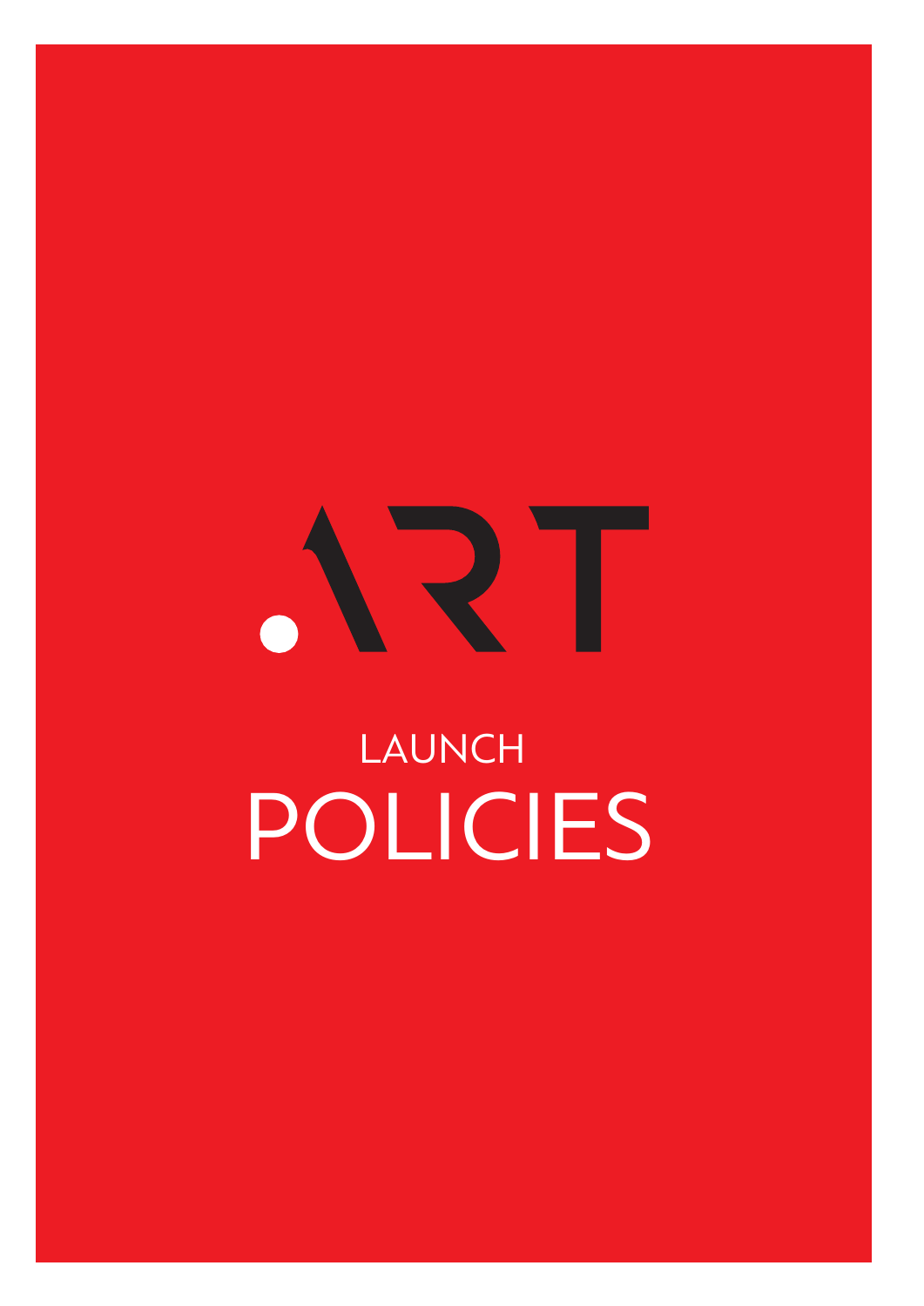# .ART

## LAUNCH

# POLICIES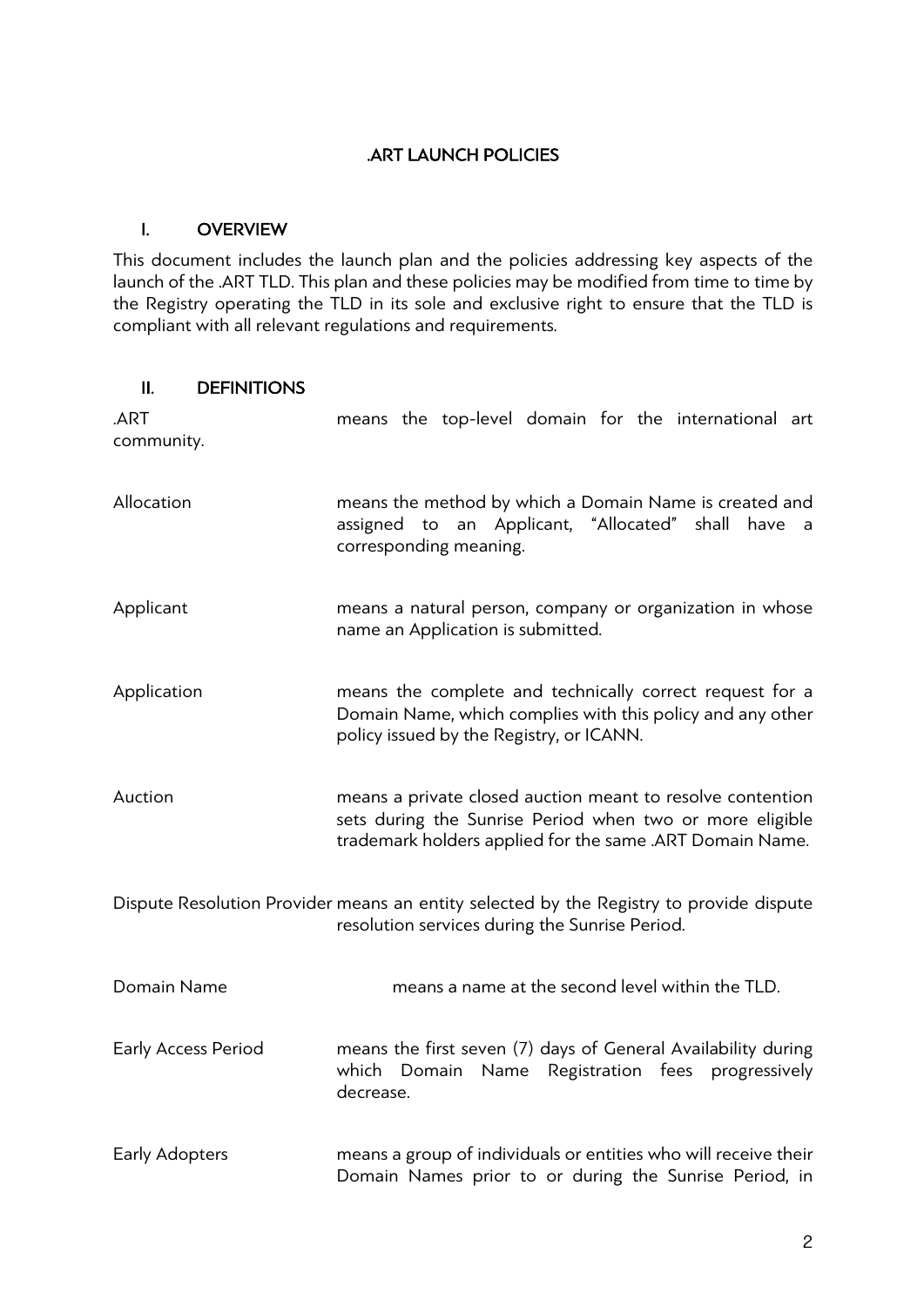# .ART LAUNCH POLICIES

## I. OVERVIEW

This document includes the launch plan and the policies addressing key aspects of the launch of the .ART TLD. This plan and these policies may be modified from time to time by the Registry operating the TLD in its sole and exclusive right to ensure that the TLD is compliant with all relevant regulations and requirements.

## II. DEFINITIONS

| Term | Definition |
|---|---|
| .ART community. | means the top-level domain for the international art |
| Allocation | means the method by which a Domain Name is created and assigned to an Applicant, "Allocated" shall have a corresponding meaning. |
| Applicant | means a natural person, company or organization in whose name an Application is submitted. |
| Application | means the complete and technically correct request for a Domain Name, which complies with this policy and any other policy issued by the Registry, or ICANN. |
| Auction | means a private closed auction meant to resolve contention sets during the Sunrise Period when two or more eligible trademark holders applied for the same .ART Domain Name. |
| Dispute Resolution Provider | means an entity selected by the Registry to provide dispute resolution services during the Sunrise Period. |
| Domain Name | means a name at the second level within the TLD. |
| Early Access Period | means the first seven (7) days of General Availability during which Domain Name Registration fees progressively decrease. |
| Early Adopters | means a group of individuals or entities who will receive their Domain Names prior to or during the Sunrise Period, in |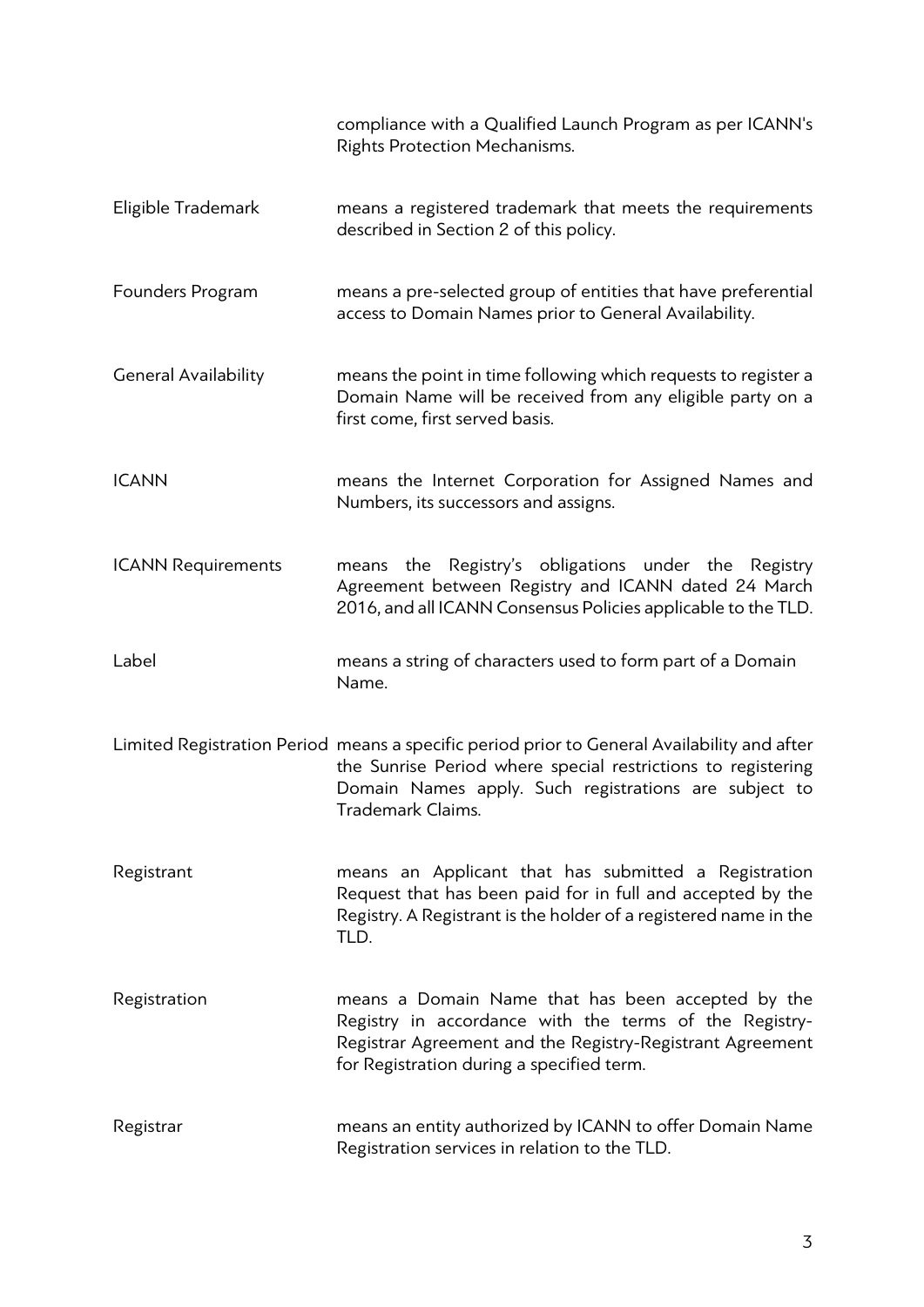| | |
|---|---|
| | compliance with a Qualified Launch Program as per ICANN's Rights Protection Mechanisms. |
| Eligible Trademark | means a registered trademark that meets the requirements described in Section 2 of this policy. |
| Founders Program | means a pre-selected group of entities that have preferential access to Domain Names prior to General Availability. |
| General Availability | means the point in time following which requests to register a Domain Name will be received from any eligible party on a first come, first served basis. |
| ICANN | means the Internet Corporation for Assigned Names and Numbers, its successors and assigns. |
| ICANN Requirements | means the Registry's obligations under the Registry Agreement between Registry and ICANN dated 24 March 2016, and all ICANN Consensus Policies applicable to the TLD. |
| Label | means a string of characters used to form part of a Domain Name. |
| Limited Registration Period | means a specific period prior to General Availability and after the Sunrise Period where special restrictions to registering Domain Names apply. Such registrations are subject to Trademark Claims. |
| Registrant | means an Applicant that has submitted a Registration Request that has been paid for in full and accepted by the Registry. A Registrant is the holder of a registered name in the TLD. |
| Registration | means a Domain Name that has been accepted by the Registry in accordance with the terms of the Registry-Registrar Agreement and the Registry-Registrant Agreement for Registration during a specified term. |
| Registrar | means an entity authorized by ICANN to offer Domain Name Registration services in relation to the TLD. |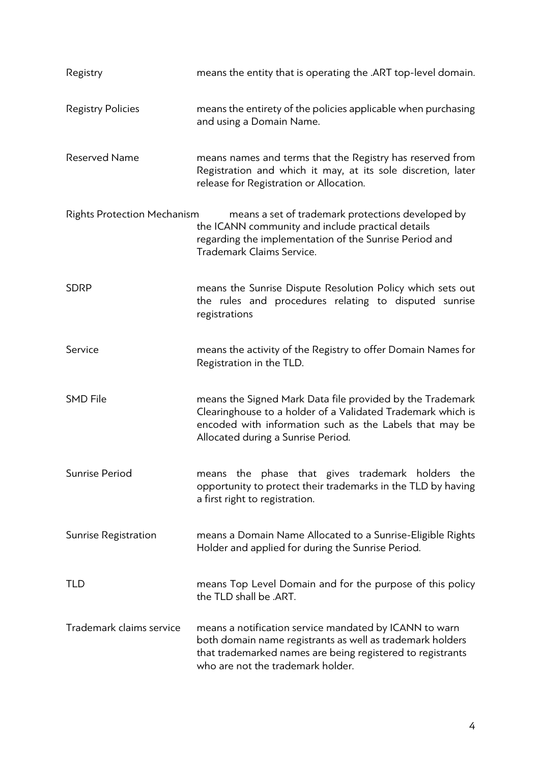| | |
|---|---|
| Registry | means the entity that is operating the .ART top-level domain. |
| Registry Policies | means the entirety of the policies applicable when purchasing and using a Domain Name. |
| Reserved Name | means names and terms that the Registry has reserved from Registration and which it may, at its sole discretion, later release for Registration or Allocation. |
| Rights Protection Mechanism | means a set of trademark protections developed by the ICANN community and include practical details regarding the implementation of the Sunrise Period and Trademark Claims Service. |
| SDRP | means the Sunrise Dispute Resolution Policy which sets out the rules and procedures relating to disputed sunrise registrations |
| Service | means the activity of the Registry to offer Domain Names for Registration in the TLD. |
| SMD File | means the Signed Mark Data file provided by the Trademark Clearinghouse to a holder of a Validated Trademark which is encoded with information such as the Labels that may be Allocated during a Sunrise Period. |
| Sunrise Period | means the phase that gives trademark holders the opportunity to protect their trademarks in the TLD by having a first right to registration. |
| Sunrise Registration | means a Domain Name Allocated to a Sunrise-Eligible Rights Holder and applied for during the Sunrise Period. |
| TLD | means Top Level Domain and for the purpose of this policy the TLD shall be .ART. |
| Trademark claims service | means a notification service mandated by ICANN to warn both domain name registrants as well as trademark holders that trademarked names are being registered to registrants who are not the trademark holder. |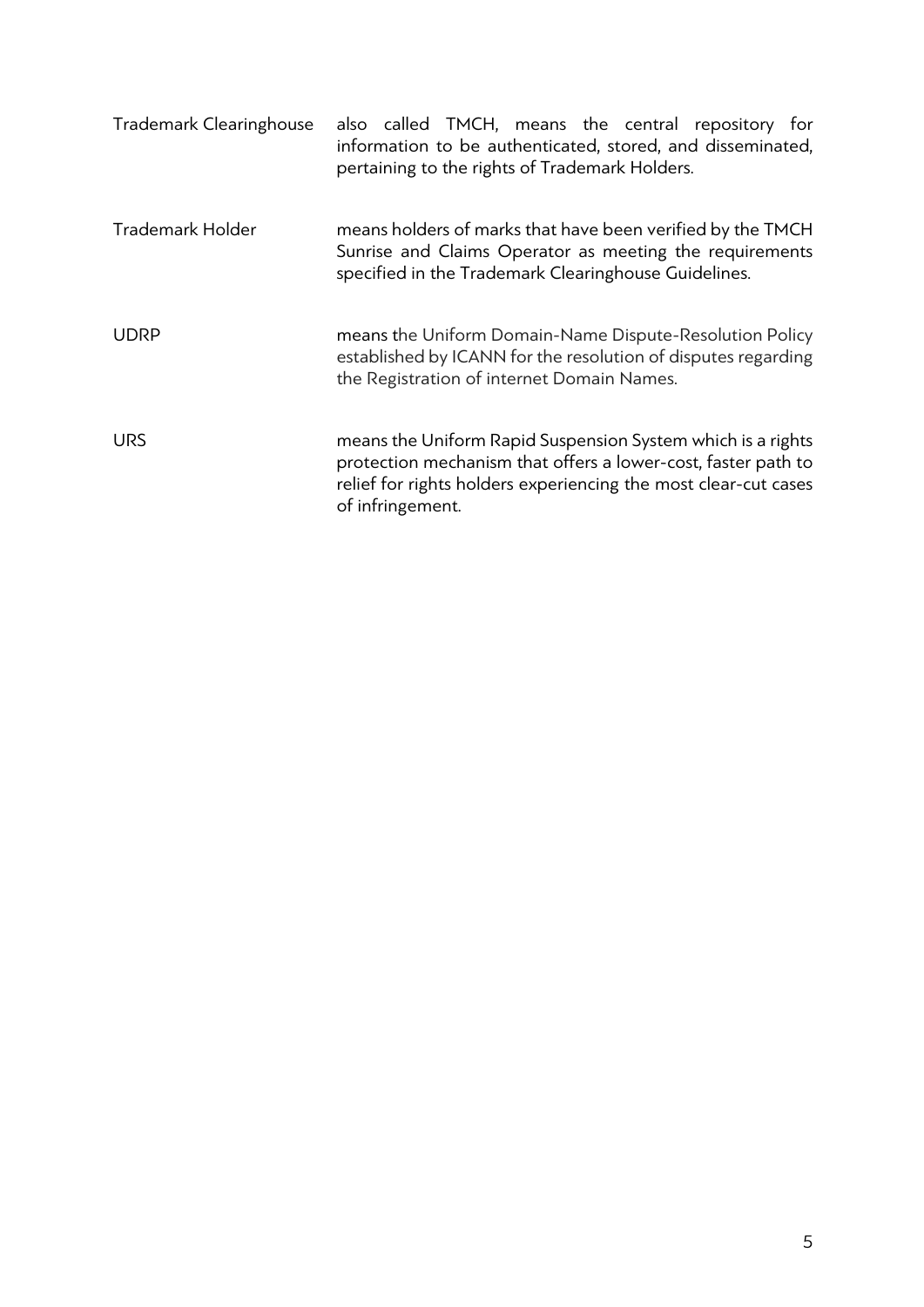| | |
|---|---|
| Trademark Clearinghouse | also called TMCH, means the central repository for information to be authenticated, stored, and disseminated, pertaining to the rights of Trademark Holders. |
| Trademark Holder | means holders of marks that have been verified by the TMCH Sunrise and Claims Operator as meeting the requirements specified in the Trademark Clearinghouse Guidelines. |
| UDRP | means the Uniform Domain-Name Dispute-Resolution Policy established by ICANN for the resolution of disputes regarding the Registration of internet Domain Names. |
| URS | means the Uniform Rapid Suspension System which is a rights protection mechanism that offers a lower-cost, faster path to relief for rights holders experiencing the most clear-cut cases of infringement. |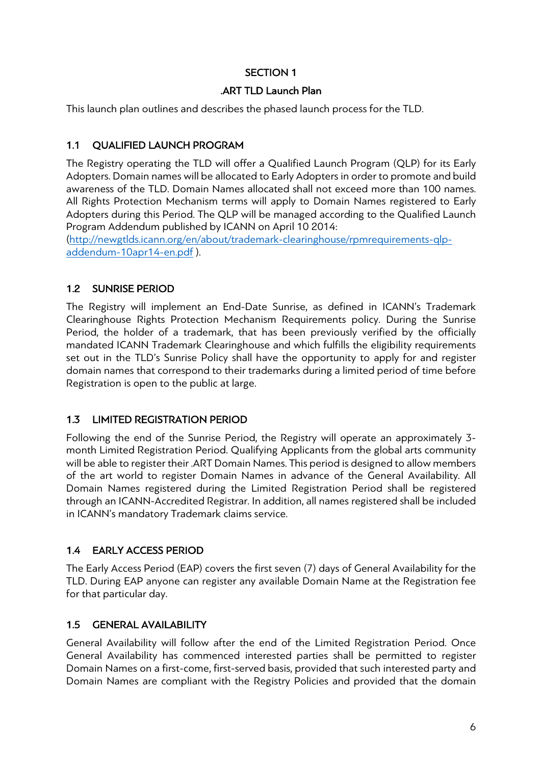# SECTION 1

## .ART TLD Launch Plan

This launch plan outlines and describes the phased launch process for the TLD.

### 1.1 QUALIFIED LAUNCH PROGRAM

The Registry operating the TLD will offer a Qualified Launch Program (QLP) for its Early Adopters. Domain names will be allocated to Early Adopters in order to promote and build awareness of the TLD. Domain Names allocated shall not exceed more than 100 names. All Rights Protection Mechanism terms will apply to Domain Names registered to Early Adopters during this Period. The QLP will be managed according to the Qualified Launch Program Addendum published by ICANN on April 10 2014:
([http://newgtlds.icann.org/en/about/trademark-clearinghouse/rpmrequirements-qlp-addendum-10apr14-en.pdf](http://newgtlds.icann.org/en/about/trademark-clearinghouse/rpmrequirements-qlp-addendum-10apr14-en.pdf) ).

### 1.2 SUNRISE PERIOD

The Registry will implement an End-Date Sunrise, as defined in ICANN's Trademark Clearinghouse Rights Protection Mechanism Requirements policy. During the Sunrise Period, the holder of a trademark, that has been previously verified by the officially mandated ICANN Trademark Clearinghouse and which fulfills the eligibility requirements set out in the TLD's Sunrise Policy shall have the opportunity to apply for and register domain names that correspond to their trademarks during a limited period of time before Registration is open to the public at large.

### 1.3 LIMITED REGISTRATION PERIOD

Following the end of the Sunrise Period, the Registry will operate an approximately 3-month Limited Registration Period. Qualifying Applicants from the global arts community will be able to register their .ART Domain Names. This period is designed to allow members of the art world to register Domain Names in advance of the General Availability. All Domain Names registered during the Limited Registration Period shall be registered through an ICANN-Accredited Registrar. In addition, all names registered shall be included in ICANN's mandatory Trademark claims service.

### 1.4 EARLY ACCESS PERIOD

The Early Access Period (EAP) covers the first seven (7) days of General Availability for the TLD. During EAP anyone can register any available Domain Name at the Registration fee for that particular day.

### 1.5 GENERAL AVAILABILITY

General Availability will follow after the end of the Limited Registration Period. Once General Availability has commenced interested parties shall be permitted to register Domain Names on a first-come, first-served basis, provided that such interested party and Domain Names are compliant with the Registry Policies and provided that the domain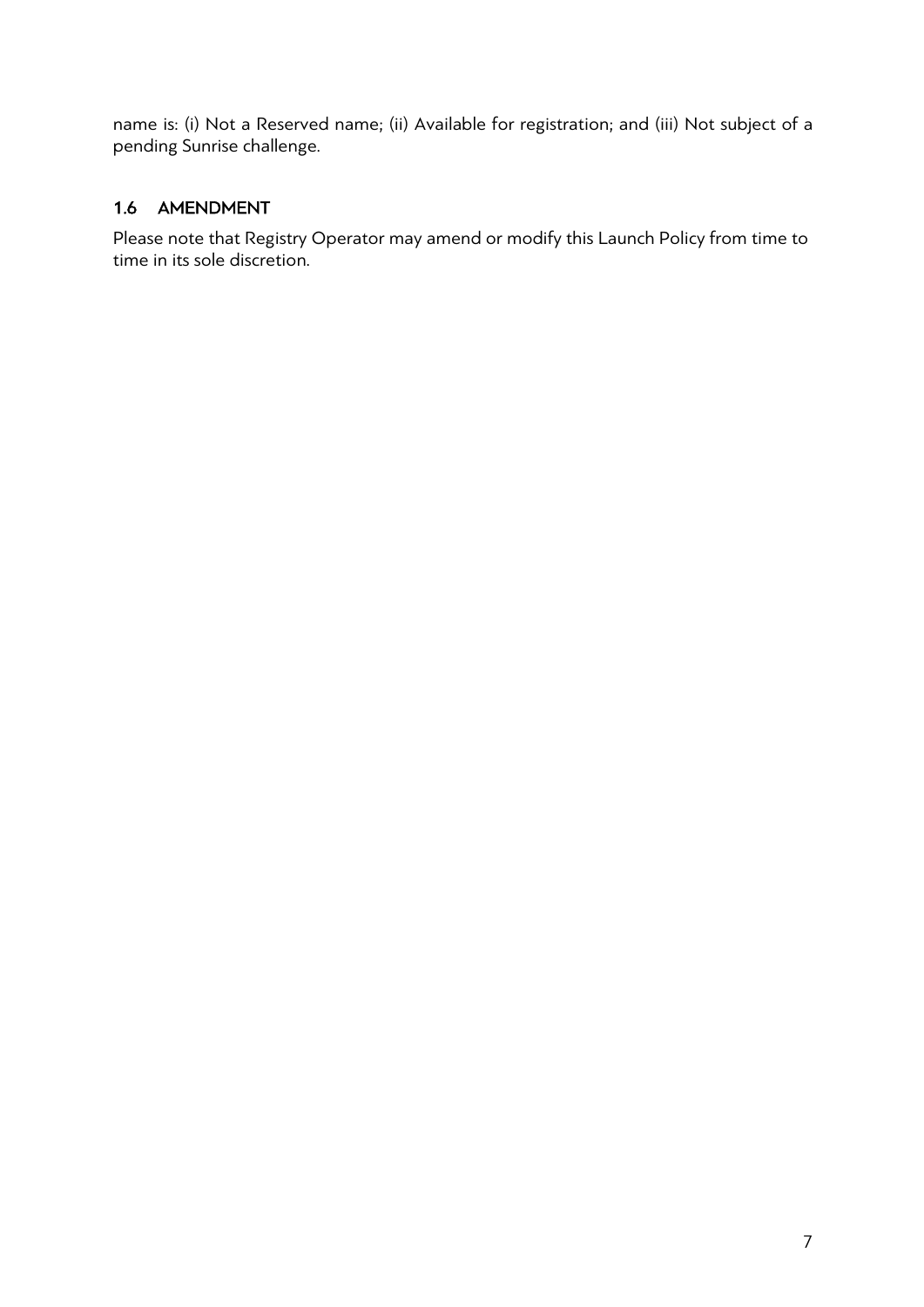name is: (i) Not a Reserved name; (ii) Available for registration; and (iii) Not subject of a pending Sunrise challenge.

### 1.6 AMENDMENT

Please note that Registry Operator may amend or modify this Launch Policy from time to time in its sole discretion.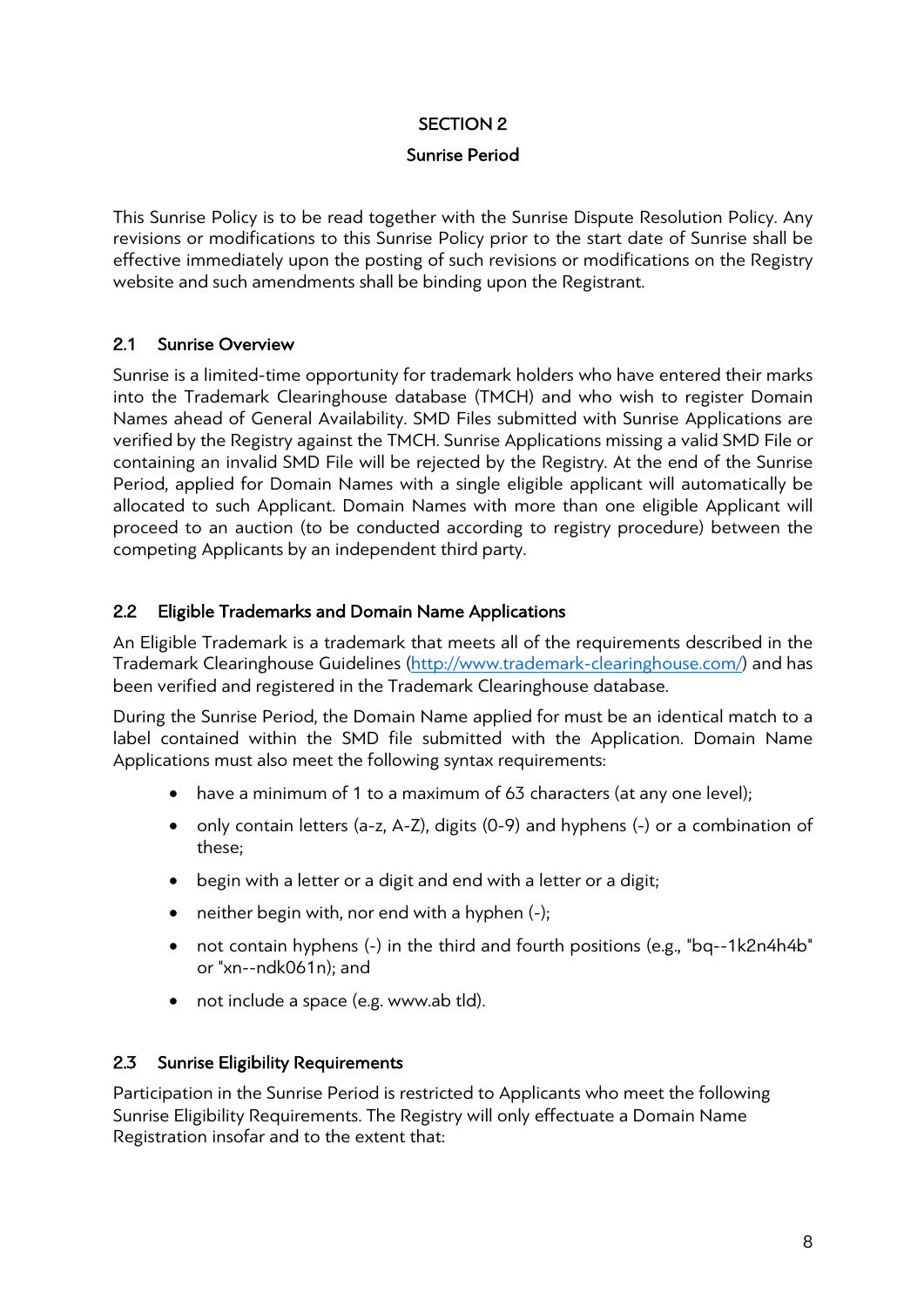# SECTION 2

## Sunrise Period

This Sunrise Policy is to be read together with the Sunrise Dispute Resolution Policy. Any revisions or modifications to this Sunrise Policy prior to the start date of Sunrise shall be effective immediately upon the posting of such revisions or modifications on the Registry website and such amendments shall be binding upon the Registrant.

### 2.1 Sunrise Overview

Sunrise is a limited-time opportunity for trademark holders who have entered their marks into the Trademark Clearinghouse database (TMCH) and who wish to register Domain Names ahead of General Availability. SMD Files submitted with Sunrise Applications are verified by the Registry against the TMCH. Sunrise Applications missing a valid SMD File or containing an invalid SMD File will be rejected by the Registry. At the end of the Sunrise Period, applied for Domain Names with a single eligible applicant will automatically be allocated to such Applicant. Domain Names with more than one eligible Applicant will proceed to an auction (to be conducted according to registry procedure) between the competing Applicants by an independent third party.

### 2.2 Eligible Trademarks and Domain Name Applications

An Eligible Trademark is a trademark that meets all of the requirements described in the Trademark Clearinghouse Guidelines ([http://www.trademark-clearinghouse.com/](http://www.trademark-clearinghouse.com/)) and has been verified and registered in the Trademark Clearinghouse database.

During the Sunrise Period, the Domain Name applied for must be an identical match to a label contained within the SMD file submitted with the Application. Domain Name Applications must also meet the following syntax requirements:

- have a minimum of 1 to a maximum of 63 characters (at any one level);
- only contain letters (a-z, A-Z), digits (0-9) and hyphens (-) or a combination of these;
- begin with a letter or a digit and end with a letter or a digit;
- neither begin with, nor end with a hyphen (-);
- not contain hyphens (-) in the third and fourth positions (e.g., "bq--1k2n4h4b" or "xn--ndk061n); and
- not include a space (e.g. www.ab tld).

### 2.3 Sunrise Eligibility Requirements

Participation in the Sunrise Period is restricted to Applicants who meet the following Sunrise Eligibility Requirements. The Registry will only effectuate a Domain Name Registration insofar and to the extent that: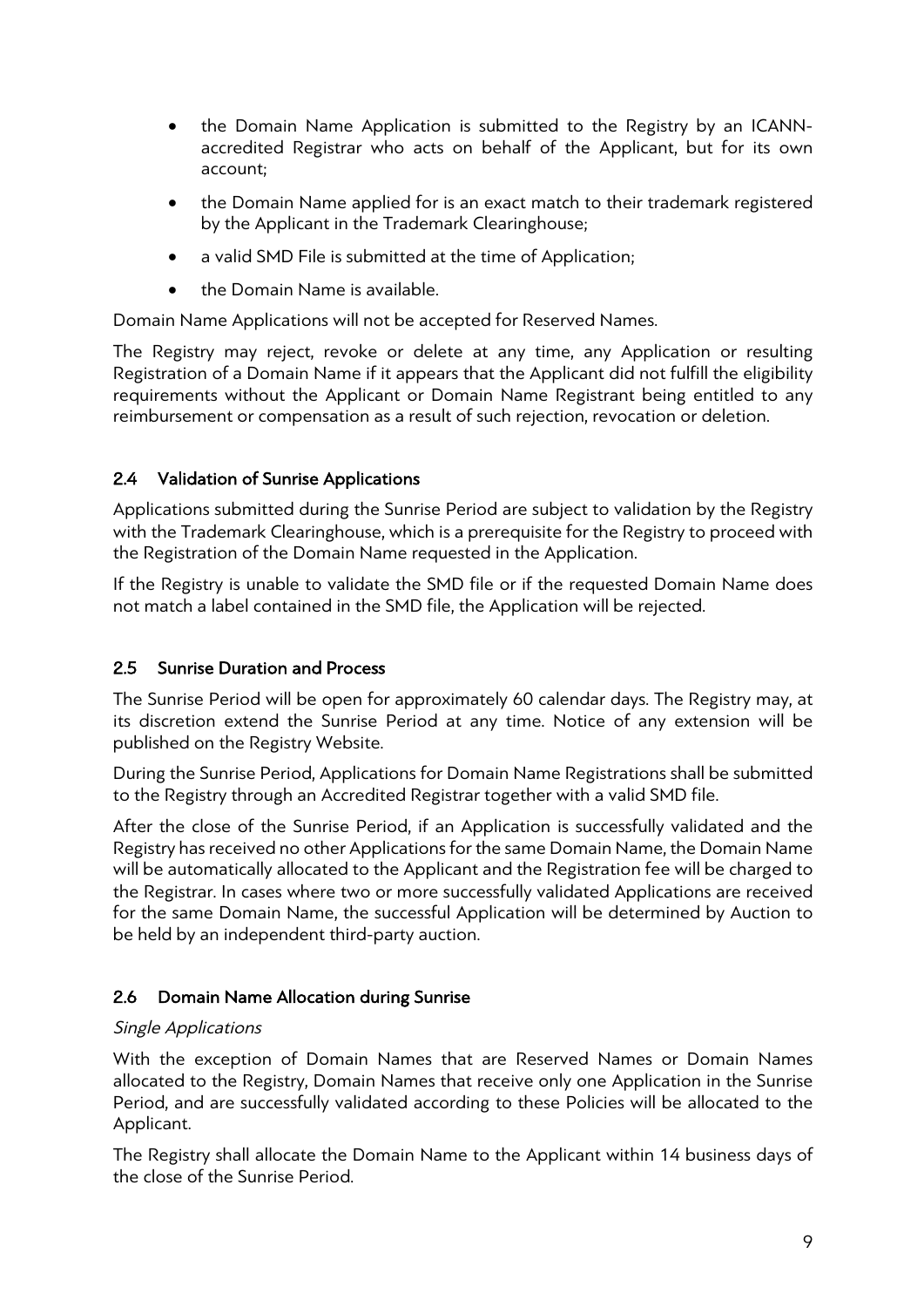- the Domain Name Application is submitted to the Registry by an ICANN-accredited Registrar who acts on behalf of the Applicant, but for its own account;
- the Domain Name applied for is an exact match to their trademark registered by the Applicant in the Trademark Clearinghouse;
- a valid SMD File is submitted at the time of Application;
- the Domain Name is available.

Domain Name Applications will not be accepted for Reserved Names.

The Registry may reject, revoke or delete at any time, any Application or resulting Registration of a Domain Name if it appears that the Applicant did not fulfill the eligibility requirements without the Applicant or Domain Name Registrant being entitled to any reimbursement or compensation as a result of such rejection, revocation or deletion.

### 2.4 Validation of Sunrise Applications

Applications submitted during the Sunrise Period are subject to validation by the Registry with the Trademark Clearinghouse, which is a prerequisite for the Registry to proceed with the Registration of the Domain Name requested in the Application.

If the Registry is unable to validate the SMD file or if the requested Domain Name does not match a label contained in the SMD file, the Application will be rejected.

### 2.5 Sunrise Duration and Process

The Sunrise Period will be open for approximately 60 calendar days. The Registry may, at its discretion extend the Sunrise Period at any time. Notice of any extension will be published on the Registry Website.

During the Sunrise Period, Applications for Domain Name Registrations shall be submitted to the Registry through an Accredited Registrar together with a valid SMD file.

After the close of the Sunrise Period, if an Application is successfully validated and the Registry has received no other Applications for the same Domain Name, the Domain Name will be automatically allocated to the Applicant and the Registration fee will be charged to the Registrar. In cases where two or more successfully validated Applications are received for the same Domain Name, the successful Application will be determined by Auction to be held by an independent third-party auction.

### 2.6 Domain Name Allocation during Sunrise

*Single Applications*

With the exception of Domain Names that are Reserved Names or Domain Names allocated to the Registry, Domain Names that receive only one Application in the Sunrise Period, and are successfully validated according to these Policies will be allocated to the Applicant.

The Registry shall allocate the Domain Name to the Applicant within 14 business days of the close of the Sunrise Period.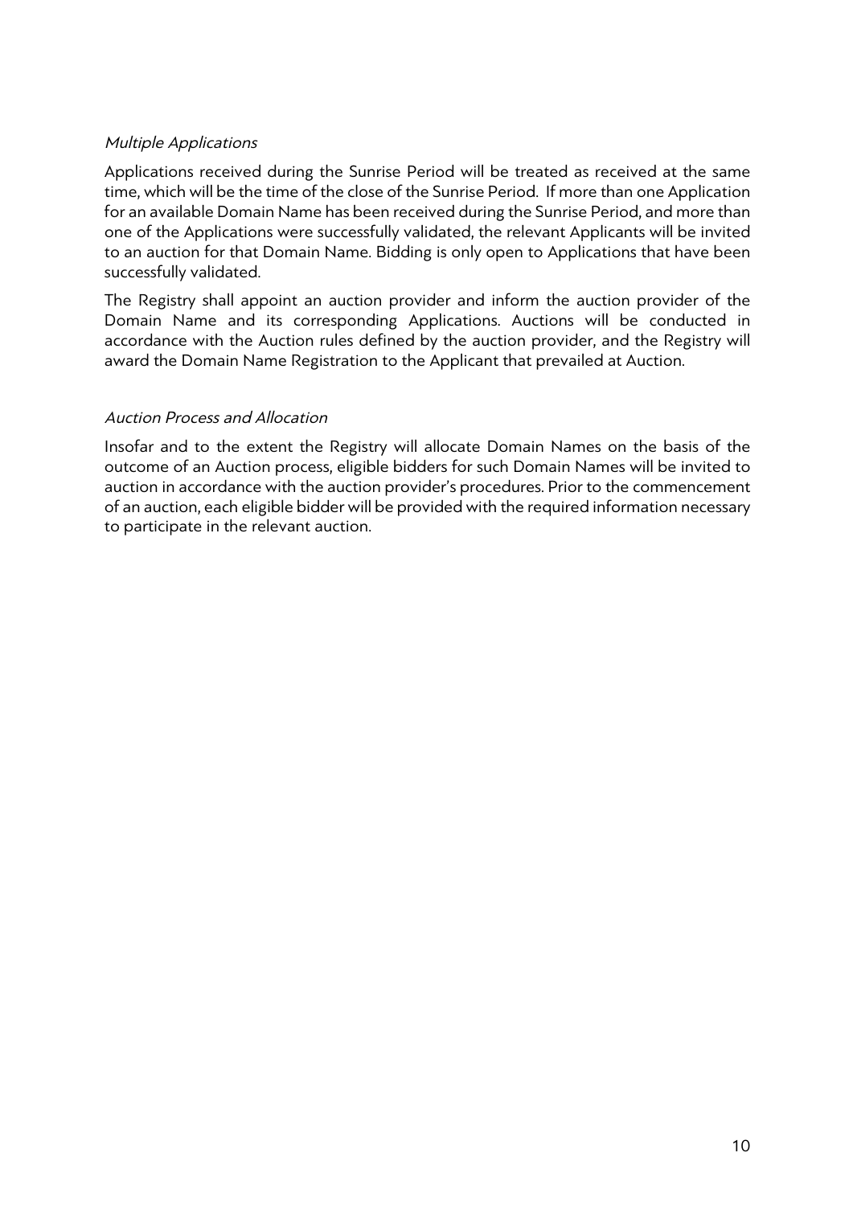*Multiple Applications*

Applications received during the Sunrise Period will be treated as received at the same time, which will be the time of the close of the Sunrise Period. If more than one Application for an available Domain Name has been received during the Sunrise Period, and more than one of the Applications were successfully validated, the relevant Applicants will be invited to an auction for that Domain Name. Bidding is only open to Applications that have been successfully validated.

The Registry shall appoint an auction provider and inform the auction provider of the Domain Name and its corresponding Applications. Auctions will be conducted in accordance with the Auction rules defined by the auction provider, and the Registry will award the Domain Name Registration to the Applicant that prevailed at Auction.

*Auction Process and Allocation*

Insofar and to the extent the Registry will allocate Domain Names on the basis of the outcome of an Auction process, eligible bidders for such Domain Names will be invited to auction in accordance with the auction provider's procedures. Prior to the commencement of an auction, each eligible bidder will be provided with the required information necessary to participate in the relevant auction.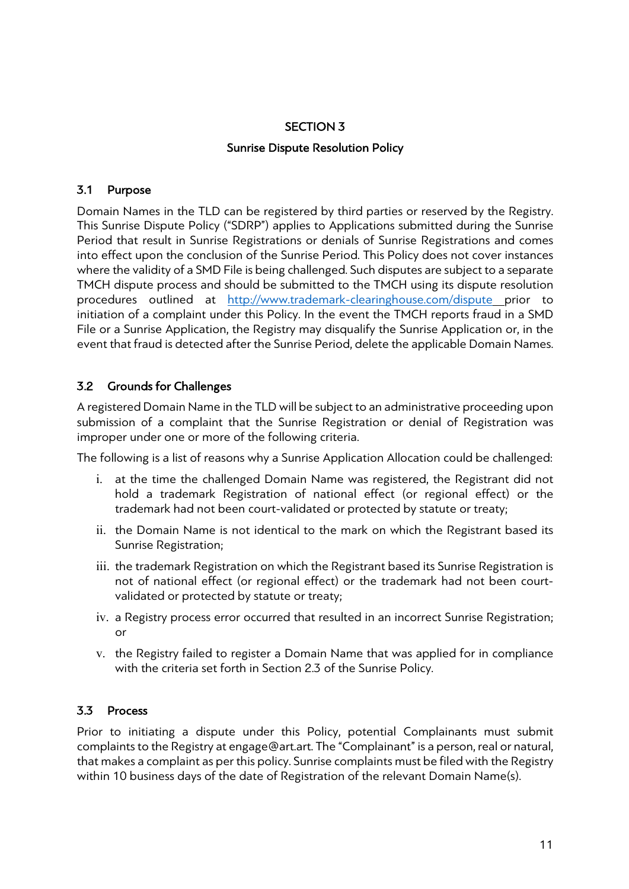# SECTION 3

## Sunrise Dispute Resolution Policy

### 3.1 Purpose

Domain Names in the TLD can be registered by third parties or reserved by the Registry. This Sunrise Dispute Policy ("SDRP") applies to Applications submitted during the Sunrise Period that result in Sunrise Registrations or denials of Sunrise Registrations and comes into effect upon the conclusion of the Sunrise Period. This Policy does not cover instances where the validity of a SMD File is being challenged. Such disputes are subject to a separate TMCH dispute process and should be submitted to the TMCH using its dispute resolution procedures outlined at http://www.trademark-clearinghouse.com/dispute prior to initiation of a complaint under this Policy. In the event the TMCH reports fraud in a SMD File or a Sunrise Application, the Registry may disqualify the Sunrise Application or, in the event that fraud is detected after the Sunrise Period, delete the applicable Domain Names.

### 3.2 Grounds for Challenges

A registered Domain Name in the TLD will be subject to an administrative proceeding upon submission of a complaint that the Sunrise Registration or denial of Registration was improper under one or more of the following criteria.

The following is a list of reasons why a Sunrise Application Allocation could be challenged:

i. at the time the challenged Domain Name was registered, the Registrant did not hold a trademark Registration of national effect (or regional effect) or the trademark had not been court-validated or protected by statute or treaty;

ii. the Domain Name is not identical to the mark on which the Registrant based its Sunrise Registration;

iii. the trademark Registration on which the Registrant based its Sunrise Registration is not of national effect (or regional effect) or the trademark had not been court-validated or protected by statute or treaty;

iv. a Registry process error occurred that resulted in an incorrect Sunrise Registration; or

v. the Registry failed to register a Domain Name that was applied for in compliance with the criteria set forth in Section 2.3 of the Sunrise Policy.

### 3.3 Process

Prior to initiating a dispute under this Policy, potential Complainants must submit complaints to the Registry at engage@art.art. The "Complainant" is a person, real or natural, that makes a complaint as per this policy. Sunrise complaints must be filed with the Registry within 10 business days of the date of Registration of the relevant Domain Name(s).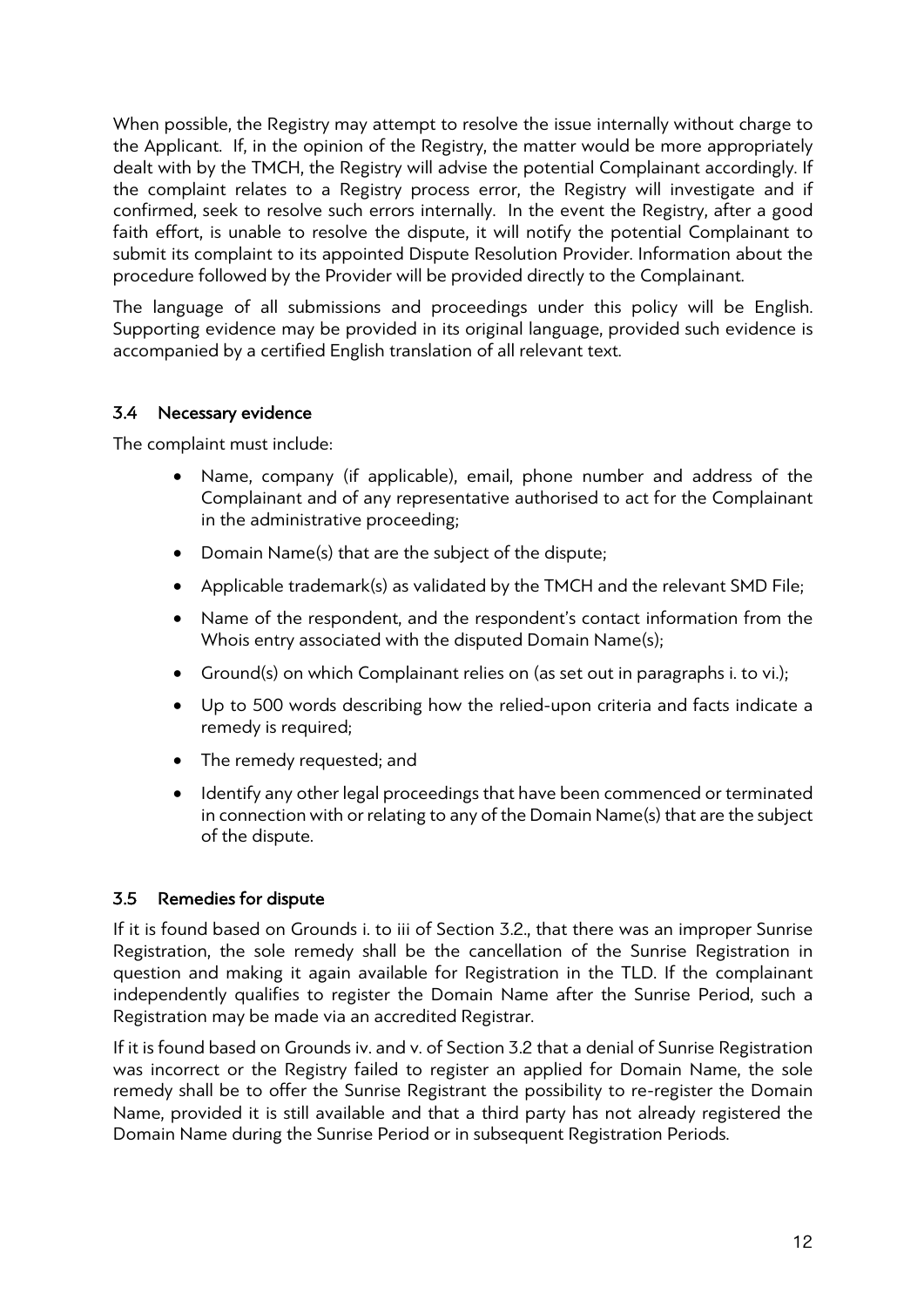When possible, the Registry may attempt to resolve the issue internally without charge to the Applicant. If, in the opinion of the Registry, the matter would be more appropriately dealt with by the TMCH, the Registry will advise the potential Complainant accordingly. If the complaint relates to a Registry process error, the Registry will investigate and if confirmed, seek to resolve such errors internally. In the event the Registry, after a good faith effort, is unable to resolve the dispute, it will notify the potential Complainant to submit its complaint to its appointed Dispute Resolution Provider. Information about the procedure followed by the Provider will be provided directly to the Complainant.

The language of all submissions and proceedings under this policy will be English. Supporting evidence may be provided in its original language, provided such evidence is accompanied by a certified English translation of all relevant text.

### 3.4 Necessary evidence

The complaint must include:

- Name, company (if applicable), email, phone number and address of the Complainant and of any representative authorised to act for the Complainant in the administrative proceeding;
- Domain Name(s) that are the subject of the dispute;
- Applicable trademark(s) as validated by the TMCH and the relevant SMD File;
- Name of the respondent, and the respondent's contact information from the Whois entry associated with the disputed Domain Name(s);
- Ground(s) on which Complainant relies on (as set out in paragraphs i. to vi.);
- Up to 500 words describing how the relied-upon criteria and facts indicate a remedy is required;
- The remedy requested; and
- Identify any other legal proceedings that have been commenced or terminated in connection with or relating to any of the Domain Name(s) that are the subject of the dispute.

### 3.5 Remedies for dispute

If it is found based on Grounds i. to iii of Section 3.2., that there was an improper Sunrise Registration, the sole remedy shall be the cancellation of the Sunrise Registration in question and making it again available for Registration in the TLD. If the complainant independently qualifies to register the Domain Name after the Sunrise Period, such a Registration may be made via an accredited Registrar.

If it is found based on Grounds iv. and v. of Section 3.2 that a denial of Sunrise Registration was incorrect or the Registry failed to register an applied for Domain Name, the sole remedy shall be to offer the Sunrise Registrant the possibility to re-register the Domain Name, provided it is still available and that a third party has not already registered the Domain Name during the Sunrise Period or in subsequent Registration Periods.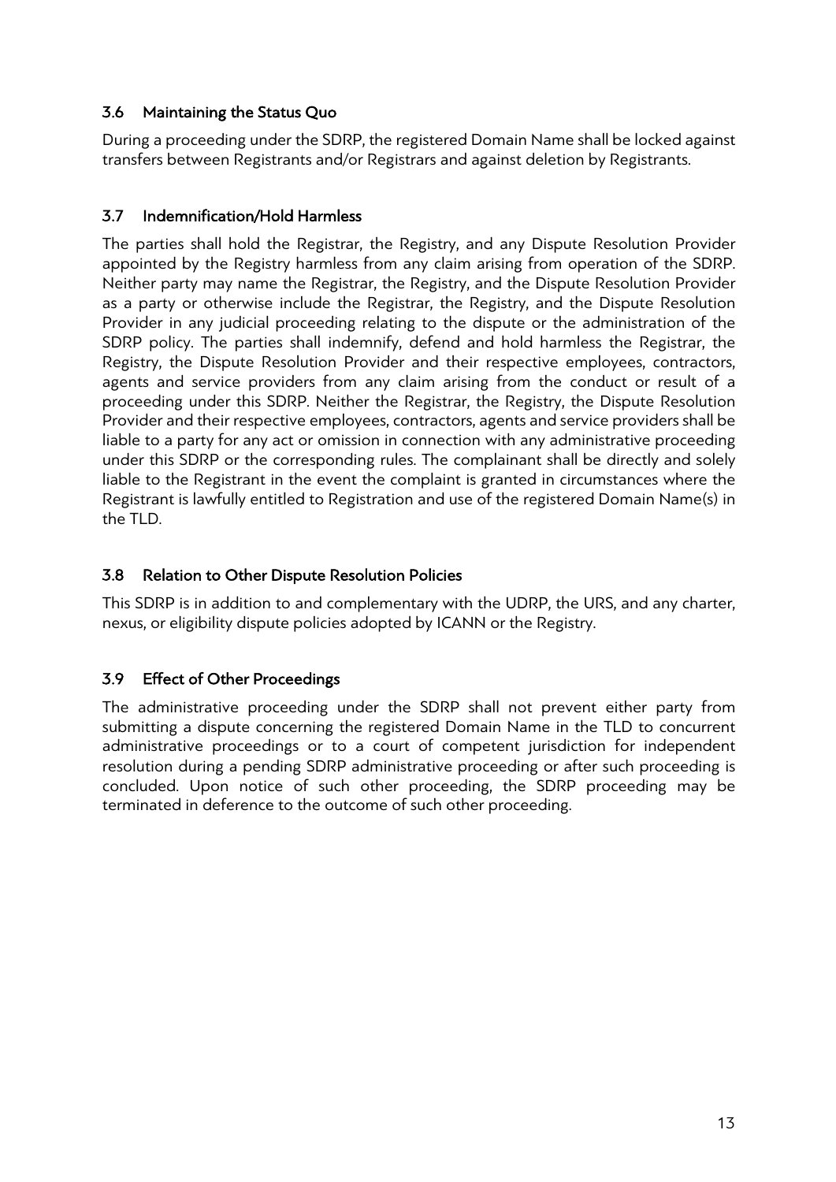### 3.6 Maintaining the Status Quo

During a proceeding under the SDRP, the registered Domain Name shall be locked against transfers between Registrants and/or Registrars and against deletion by Registrants.

### 3.7 Indemnification/Hold Harmless

The parties shall hold the Registrar, the Registry, and any Dispute Resolution Provider appointed by the Registry harmless from any claim arising from operation of the SDRP. Neither party may name the Registrar, the Registry, and the Dispute Resolution Provider as a party or otherwise include the Registrar, the Registry, and the Dispute Resolution Provider in any judicial proceeding relating to the dispute or the administration of the SDRP policy. The parties shall indemnify, defend and hold harmless the Registrar, the Registry, the Dispute Resolution Provider and their respective employees, contractors, agents and service providers from any claim arising from the conduct or result of a proceeding under this SDRP. Neither the Registrar, the Registry, the Dispute Resolution Provider and their respective employees, contractors, agents and service providers shall be liable to a party for any act or omission in connection with any administrative proceeding under this SDRP or the corresponding rules. The complainant shall be directly and solely liable to the Registrant in the event the complaint is granted in circumstances where the Registrant is lawfully entitled to Registration and use of the registered Domain Name(s) in the TLD.

### 3.8 Relation to Other Dispute Resolution Policies

This SDRP is in addition to and complementary with the UDRP, the URS, and any charter, nexus, or eligibility dispute policies adopted by ICANN or the Registry.

### 3.9 Effect of Other Proceedings

The administrative proceeding under the SDRP shall not prevent either party from submitting a dispute concerning the registered Domain Name in the TLD to concurrent administrative proceedings or to a court of competent jurisdiction for independent resolution during a pending SDRP administrative proceeding or after such proceeding is concluded. Upon notice of such other proceeding, the SDRP proceeding may be terminated in deference to the outcome of such other proceeding.